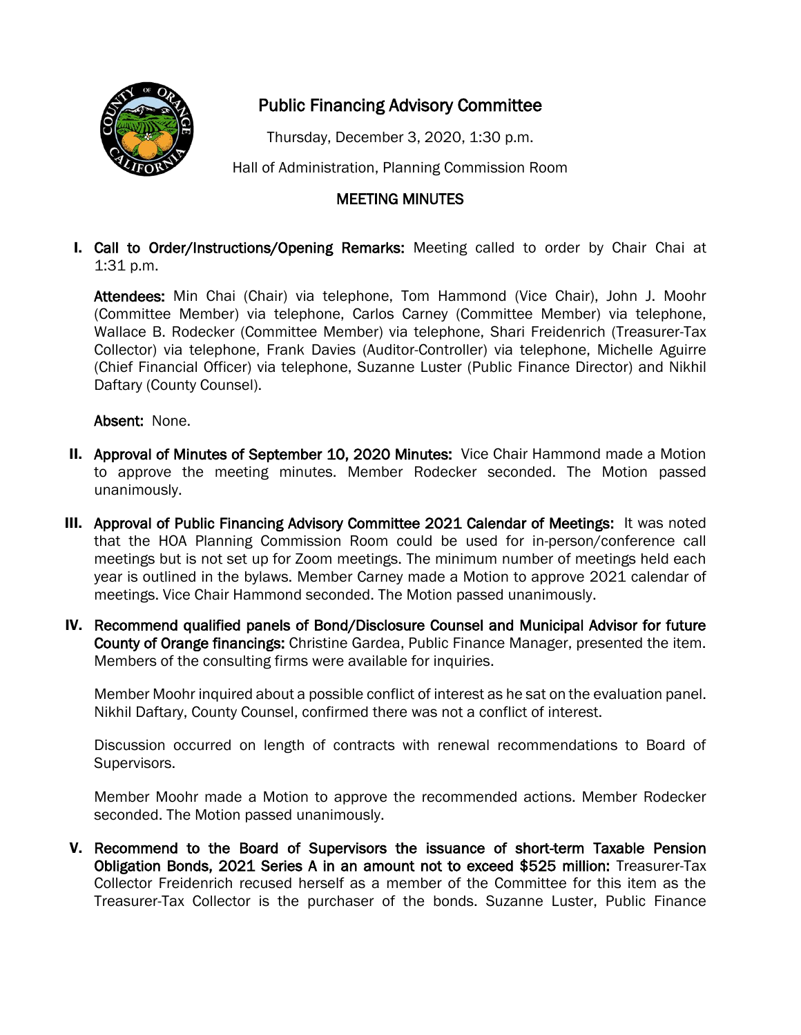# Public Financing Advisory Committee

Thursday, December 3, 2020, 1:30 p.m.

Hall of Administration, Planning Commission Room

## MEETING MINUTES

**I. Call to Order/Instructions/Opening Remarks:** Meeting called to order by Chair Chai at 1:31 p.m.

**Attendees:** Min Chai (Chair) via telephone, Tom Hammond (Vice Chair), John J. Moohr (Committee Member) via telephone, Carlos Carney (Committee Member) via telephone, Wallace B. Rodecker (Committee Member) via telephone, Shari Freidenrich (Treasurer-Tax Collector) via telephone, Frank Davies (Auditor-Controller) via telephone, Michelle Aguirre (Chief Financial Officer) via telephone, Suzanne Luster (Public Finance Director) and Nikhil Daftary (County Counsel).

**Absent:** None.

**II. Approval of Minutes of September 10, 2020 Minutes:** Vice Chair Hammond made a Motion to approve the meeting minutes. Member Rodecker seconded. The Motion passed unanimously.

**III. Approval of Public Financing Advisory Committee 2021 Calendar of Meetings:** It was noted that the HOA Planning Commission Room could be used for in-person/conference call meetings but is not set up for Zoom meetings. The minimum number of meetings held each year is outlined in the bylaws. Member Carney made a Motion to approve 2021 calendar of meetings. Vice Chair Hammond seconded. The Motion passed unanimously.

**IV. Recommend qualified panels of Bond/Disclosure Counsel and Municipal Advisor for future County of Orange financings:** Christine Gardea, Public Finance Manager, presented the item. Members of the consulting firms were available for inquiries.

Member Moohr inquired about a possible conflict of interest as he sat on the evaluation panel. Nikhil Daftary, County Counsel, confirmed there was not a conflict of interest.

Discussion occurred on length of contracts with renewal recommendations to Board of Supervisors.

Member Moohr made a Motion to approve the recommended actions. Member Rodecker seconded. The Motion passed unanimously.

**V. Recommend to the Board of Supervisors the issuance of short-term Taxable Pension Obligation Bonds, 2021 Series A in an amount not to exceed $525 million:** Treasurer-Tax Collector Freidenrich recused herself as a member of the Committee for this item as the Treasurer-Tax Collector is the purchaser of the bonds. Suzanne Luster, Public Finance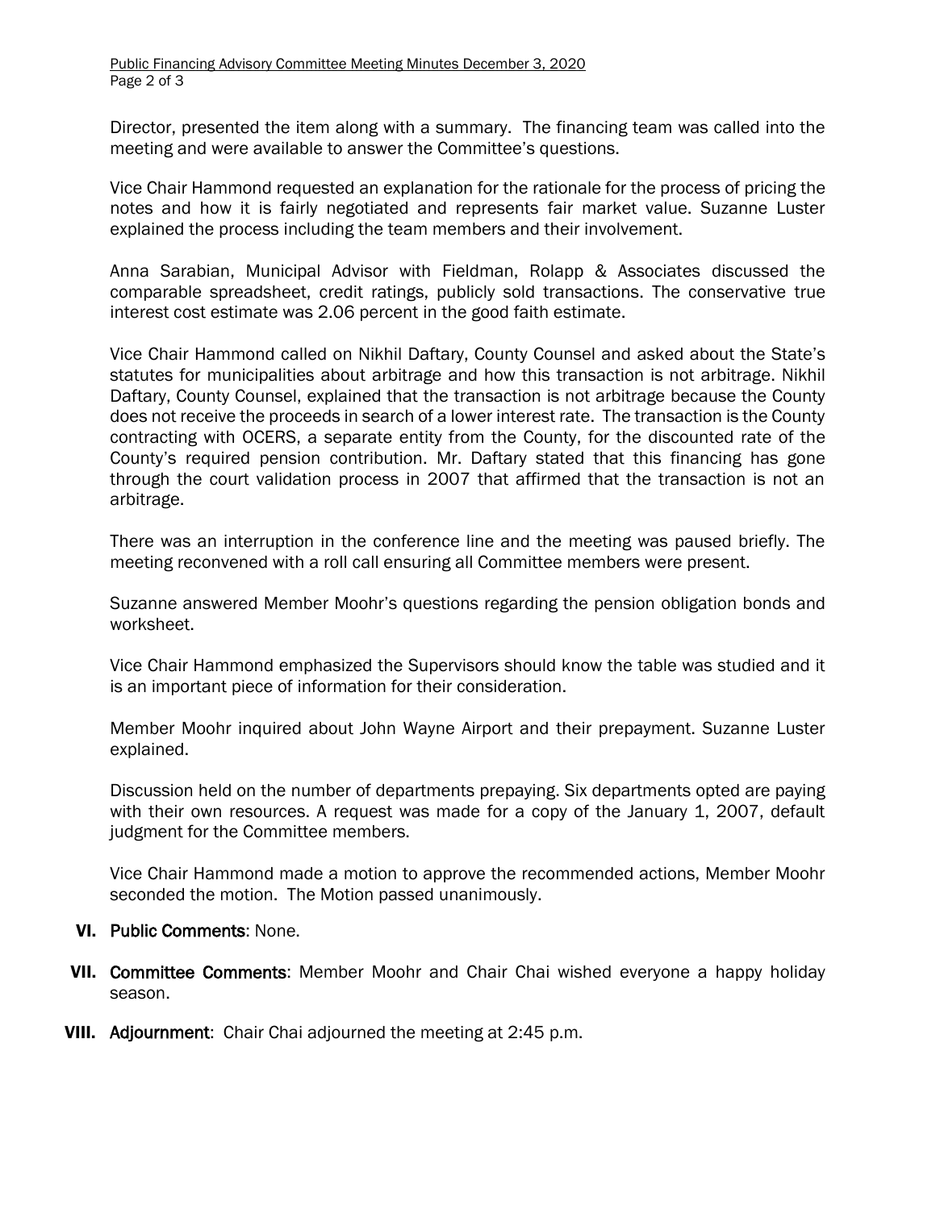Director, presented the item along with a summary. The financing team was called into the meeting and were available to answer the Committee's questions.

Vice Chair Hammond requested an explanation for the rationale for the process of pricing the notes and how it is fairly negotiated and represents fair market value. Suzanne Luster explained the process including the team members and their involvement.

Anna Sarabian, Municipal Advisor with Fieldman, Rolapp & Associates discussed the comparable spreadsheet, credit ratings, publicly sold transactions. The conservative true interest cost estimate was 2.06 percent in the good faith estimate.

Vice Chair Hammond called on Nikhil Daftary, County Counsel and asked about the State's statutes for municipalities about arbitrage and how this transaction is not arbitrage. Nikhil Daftary, County Counsel, explained that the transaction is not arbitrage because the County does not receive the proceeds in search of a lower interest rate. The transaction is the County contracting with OCERS, a separate entity from the County, for the discounted rate of the County's required pension contribution. Mr. Daftary stated that this financing has gone through the court validation process in 2007 that affirmed that the transaction is not an arbitrage.

There was an interruption in the conference line and the meeting was paused briefly. The meeting reconvened with a roll call ensuring all Committee members were present.

Suzanne answered Member Moohr's questions regarding the pension obligation bonds and worksheet.

Vice Chair Hammond emphasized the Supervisors should know the table was studied and it is an important piece of information for their consideration.

Member Moohr inquired about John Wayne Airport and their prepayment. Suzanne Luster explained.

Discussion held on the number of departments prepaying. Six departments opted are paying with their own resources. A request was made for a copy of the January 1, 2007, default judgment for the Committee members.

Vice Chair Hammond made a motion to approve the recommended actions, Member Moohr seconded the motion. The Motion passed unanimously.

**VI. Public Comments**: None.

**VII. Committee Comments**: Member Moohr and Chair Chai wished everyone a happy holiday season.

**VIII. Adjournment**: Chair Chai adjourned the meeting at 2:45 p.m.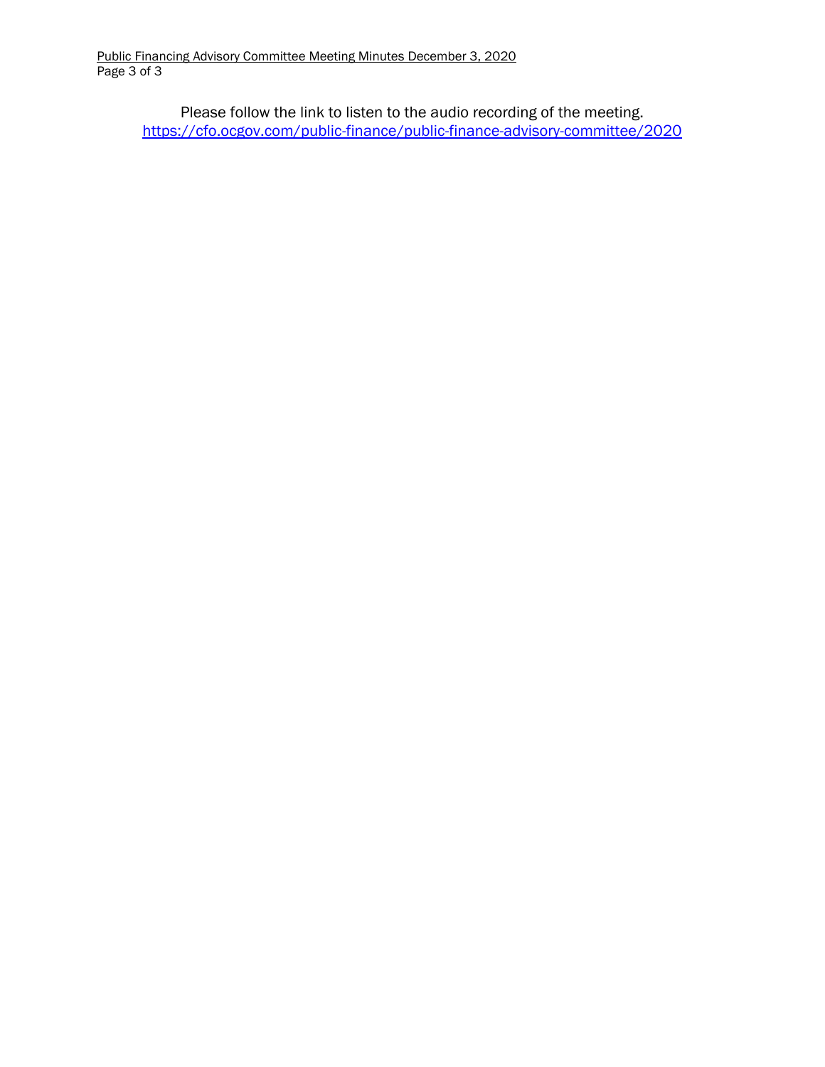Please follow the link to listen to the audio recording of the meeting.
https://cfo.ocgov.com/public-finance/public-finance-advisory-committee/2020